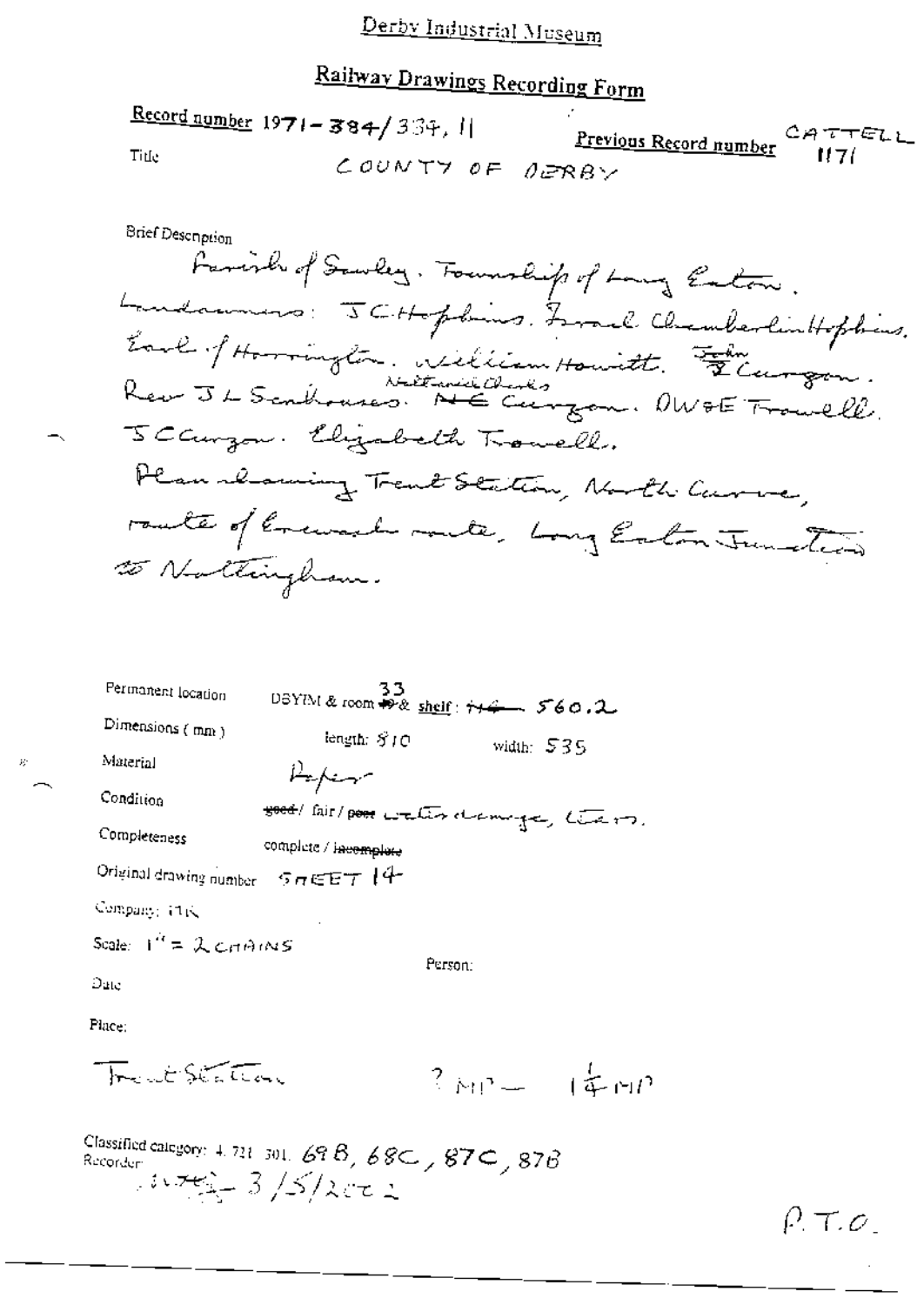Derby Industrial Museum

# Railway Drawings Recording Form

**Record number** 1971-384/334, 11

**Previous Record number** CATTELL 1171

Title COUNTY OF DERBY

Brief Description

Parish of Sawley. Township of Long Eaton. Landowners: J C Hopkins. Israel Chamberlin Hopkins. Earl of Harrington. William Howitt. John Curzon. Rev J L Scudhouses. Nathaniel Charles Curzon. DW & E Trowell. J C Curzon. Elizabeth Trowell.

Plan showing Trent Station, North Curve, route of Erewash route, Long Eaton Junction to Nottingham.

Permanent location DBYIM & room 33 & shelf: 560.2

Dimensions (mm) length: 810 width: 535

Material Paper

Condition ~~good~~ / fair / ~~poor~~ water damage, tears.

Completeness complete / ~~incomplete~~

Original drawing number SHEET 14

Company: MR

Scale: 1" = 2 CHAINS

Person:

Date

Place:

Trent Station ? MP — 1¼ MP

Classified category: 4. 721. 301. 69B, 68C, 87C, 87B

Recorder: 3/5/2002

P.T.O.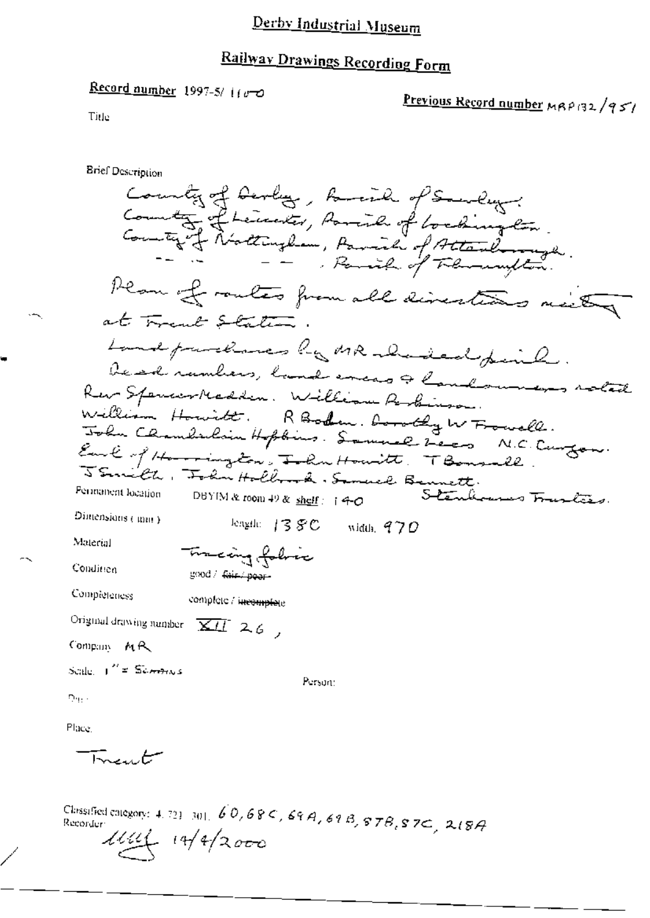# Derby Industrial Museum

## Railway Drawings Recording Form

**Record number** 1997-5/ 1100

**Previous Record number** MRP132/951

Title

Brief Description

County of Derby, Parish of Sawley.
County of Leicester, Parish of Lockington.
County of Nottingham, Parish of Attenborough.
- - - - . Parish of Thrumpton.

Plan of routes from all directions meeting at Trent Station.

Land purchases by MR shaded pink.

Deed numbers, land areas & landowners noted

Rev Spencer Madden. William Robinson.
William Howitt. R Boden. Dorothy W Frowell.
John Chamberlain Hopkins. Samuel Lees N.C. Curzon.
Earl of Harrington. John Howitt. T Bonsall.
J Smith. John Holbrook. Samuel Bennett.
Stenhouse Trustees.

Permanent location DBYIM & room 49 & shelf: 140

Dimensions (mm) length: 1380 width: 970

Material Tracing fabric

Condition good / ~~fair / poor~~

Completeness complete / ~~incomplete~~

Original drawing number XII 26,

Company MR

Scale: 1" = 5chains

Person:

Date:

Place:

Trent

Classified category: 4. 721. 301. 60, 68C, 69A, 69B, 87B, 87C, 218A

Recorder:

MMF 14/4/2000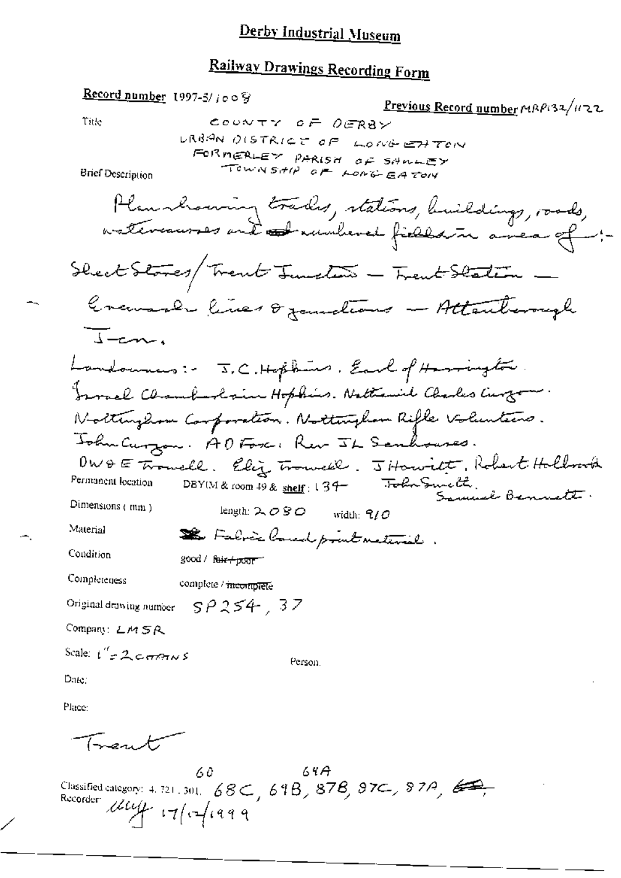# Derby Industrial Museum

## Railway Drawings Recording Form

**Record number** 1997-5/1009

**Previous Record number** MRP132/1122

Title

COUNTY OF DERBY
URBAN DISTRICT OF LONG EATON
FORMERLY PARISH OF SAWLEY
TOWNSHIP OF LONG EATON

Brief Description

Plan showing tracks, stations, buildings, roads, watercourses and numbered fields in area of:- Sheet Stores/Trent Junction – Trent Station – Erewash lines & junctions – Attenborough Jcn.

Landowners:- I.C. Hopkins. Earl of Harrington. Israel Chamberlain Hopkins. Nathaniel Charles Curzon. Nottingham Corporation. Nottingham Rifle Volunteers. John Curzon. A O Fox. Rev J L Senhouses. DW & E Trowell. Eliz Trowell. J Howitt. Robert Holbrook. John Smith. Samuel Bennett.

Permanent location: DBYIM & room 49 & shelf: 134

Dimensions (mm): length: 2080 width: 910

Material: Fabric based print material.

Condition: good / ~~fair / poor~~

Completeness: complete / ~~incomplete~~

Original drawing number: SP254, 37

Company: LMSR

Scale: 1" = 2 CHAINS

Person:

Date:

Place:

Trent

Classified category: 4.721.301. 68C, 69B, 87B, 87C, 87A, ~~68~~, 60, 69A

Recorder: ULLY 17/12/1999